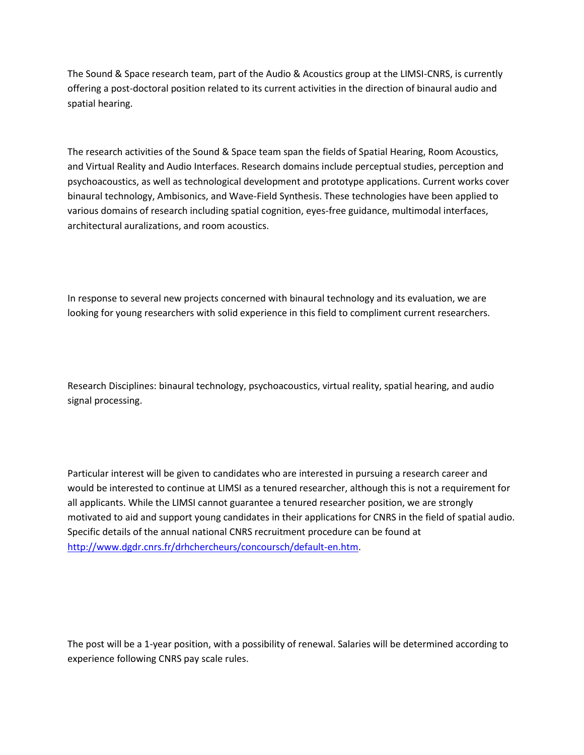The Sound & Space research team, part of the Audio & Acoustics group at the LIMSI-CNRS, is currently offering a post-doctoral position related to its current activities in the direction of binaural audio and spatial hearing.

The research activities of the Sound & Space team span the fields of Spatial Hearing, Room Acoustics, and Virtual Reality and Audio Interfaces. Research domains include perceptual studies, perception and psychoacoustics, as well as technological development and prototype applications. Current works cover binaural technology, Ambisonics, and Wave-Field Synthesis. These technologies have been applied to various domains of research including spatial cognition, eyes-free guidance, multimodal interfaces, architectural auralizations, and room acoustics.

In response to several new projects concerned with binaural technology and its evaluation, we are looking for young researchers with solid experience in this field to compliment current researchers.

Research Disciplines: binaural technology, psychoacoustics, virtual reality, spatial hearing, and audio signal processing.

Particular interest will be given to candidates who are interested in pursuing a research career and would be interested to continue at LIMSI as a tenured researcher, although this is not a requirement for all applicants. While the LIMSI cannot guarantee a tenured researcher position, we are strongly motivated to aid and support young candidates in their applications for CNRS in the field of spatial audio. Specific details of the annual national CNRS recruitment procedure can be found at [http://www.dgdr.cnrs.fr/drhchercheurs/concoursch/default-en.htm](http://www.dgdr.cnrs.fr/drhchercheurs/concoursch/default-en.htm).

The post will be a 1-year position, with a possibility of renewal. Salaries will be determined according to experience following CNRS pay scale rules.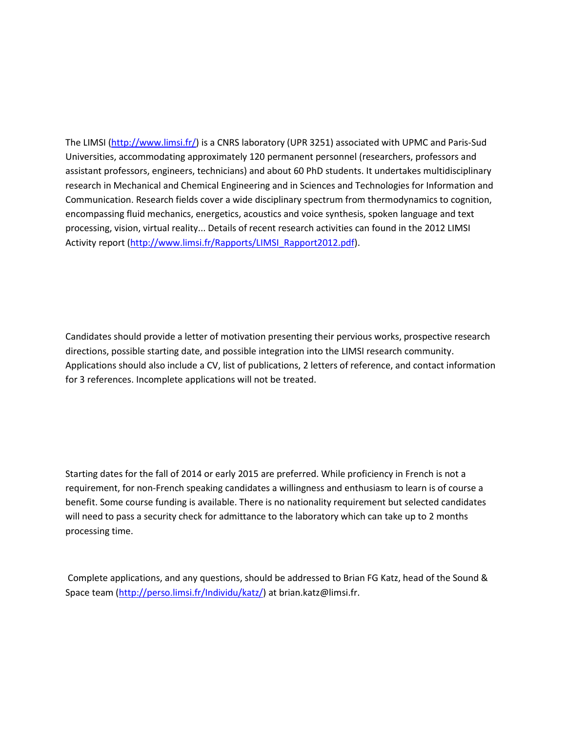The LIMSI (http://www.limsi.fr/) is a CNRS laboratory (UPR 3251) associated with UPMC and Paris-Sud Universities, accommodating approximately 120 permanent personnel (researchers, professors and assistant professors, engineers, technicians) and about 60 PhD students. It undertakes multidisciplinary research in Mechanical and Chemical Engineering and in Sciences and Technologies for Information and Communication. Research fields cover a wide disciplinary spectrum from thermodynamics to cognition, encompassing fluid mechanics, energetics, acoustics and voice synthesis, spoken language and text processing, vision, virtual reality... Details of recent research activities can found in the 2012 LIMSI Activity report (http://www.limsi.fr/Rapports/LIMSI_Rapport2012.pdf).

Candidates should provide a letter of motivation presenting their pervious works, prospective research directions, possible starting date, and possible integration into the LIMSI research community. Applications should also include a CV, list of publications, 2 letters of reference, and contact information for 3 references. Incomplete applications will not be treated.

Starting dates for the fall of 2014 or early 2015 are preferred. While proficiency in French is not a requirement, for non-French speaking candidates a willingness and enthusiasm to learn is of course a benefit. Some course funding is available. There is no nationality requirement but selected candidates will need to pass a security check for admittance to the laboratory which can take up to 2 months processing time.

Complete applications, and any questions, should be addressed to Brian FG Katz, head of the Sound & Space team (http://perso.limsi.fr/Individu/katz/) at brian.katz@limsi.fr.